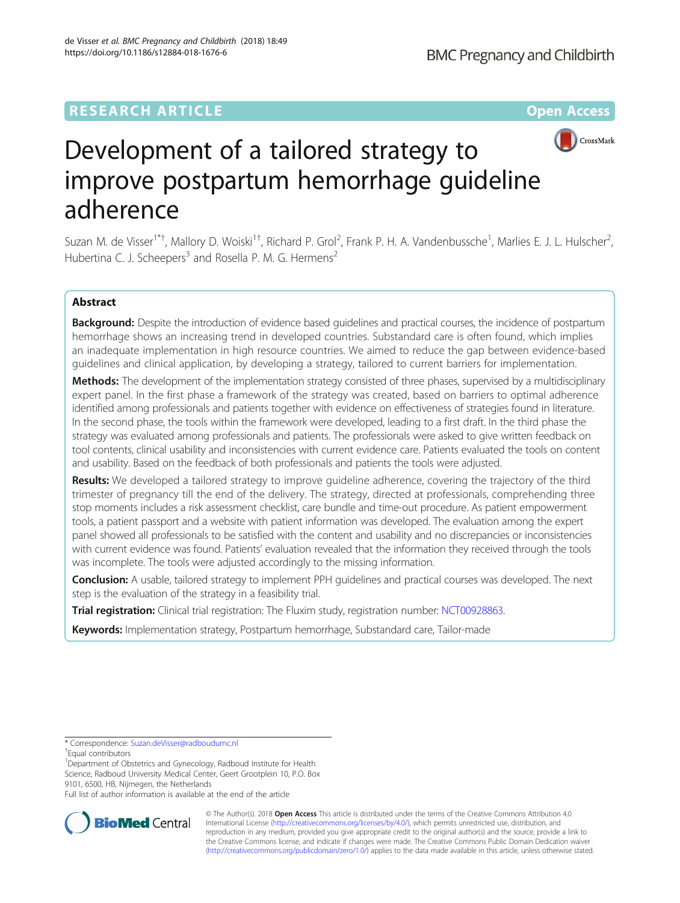RESEARCH ARTICLE

Open Access

# Development of a tailored strategy to improve postpartum hemorrhage guideline adherence

Suzan M. de Visser[1*†], Mallory D. Woiski[1†], Richard P. Grol[2], Frank P. H. A. Vandenbussche[1], Marlies E. J. L. Hulscher[2], Hubertina C. J. Scheepers[3] and Rosella P. M. G. Hermens[2]

## Abstract

**Background:** Despite the introduction of evidence based guidelines and practical courses, the incidence of postpartum hemorrhage shows an increasing trend in developed countries. Substandard care is often found, which implies an inadequate implementation in high resource countries. We aimed to reduce the gap between evidence-based guidelines and clinical application, by developing a strategy, tailored to current barriers for implementation.

**Methods:** The development of the implementation strategy consisted of three phases, supervised by a multidisciplinary expert panel. In the first phase a framework of the strategy was created, based on barriers to optimal adherence identified among professionals and patients together with evidence on effectiveness of strategies found in literature. In the second phase, the tools within the framework were developed, leading to a first draft. In the third phase the strategy was evaluated among professionals and patients. The professionals were asked to give written feedback on tool contents, clinical usability and inconsistencies with current evidence care. Patients evaluated the tools on content and usability. Based on the feedback of both professionals and patients the tools were adjusted.

**Results:** We developed a tailored strategy to improve guideline adherence, covering the trajectory of the third trimester of pregnancy till the end of the delivery. The strategy, directed at professionals, comprehending three stop moments includes a risk assessment checklist, care bundle and time-out procedure. As patient empowerment tools, a patient passport and a website with patient information was developed. The evaluation among the expert panel showed all professionals to be satisfied with the content and usability and no discrepancies or inconsistencies with current evidence was found. Patients' evaluation revealed that the information they received through the tools was incomplete. The tools were adjusted accordingly to the missing information.

**Conclusion:** A usable, tailored strategy to implement PPH guidelines and practical courses was developed. The next step is the evaluation of the strategy in a feasibility trial.

**Trial registration:** Clinical trial registration: The Fluxim study, registration number: NCT00928863.

**Keywords:** Implementation strategy, Postpartum hemorrhage, Substandard care, Tailor-made

\* Correspondence: Suzan.deVisser@radboudumc.nl

†Equal contributors

[1]Department of Obstetrics and Gynecology, Radboud Institute for Health Science, Radboud University Medical Center, Geert Grootplein 10, P.O. Box 9101, 6500, HB, Nijmegen, the Netherlands

Full list of author information is available at the end of the article

© The Author(s). 2018 **Open Access** This article is distributed under the terms of the Creative Commons Attribution 4.0 International License (http://creativecommons.org/licenses/by/4.0/), which permits unrestricted use, distribution, and reproduction in any medium, provided you give appropriate credit to the original author(s) and the source, provide a link to the Creative Commons license, and indicate if changes were made. The Creative Commons Public Domain Dedication waiver (http://creativecommons.org/publicdomain/zero/1.0/) applies to the data made available in this article, unless otherwise stated.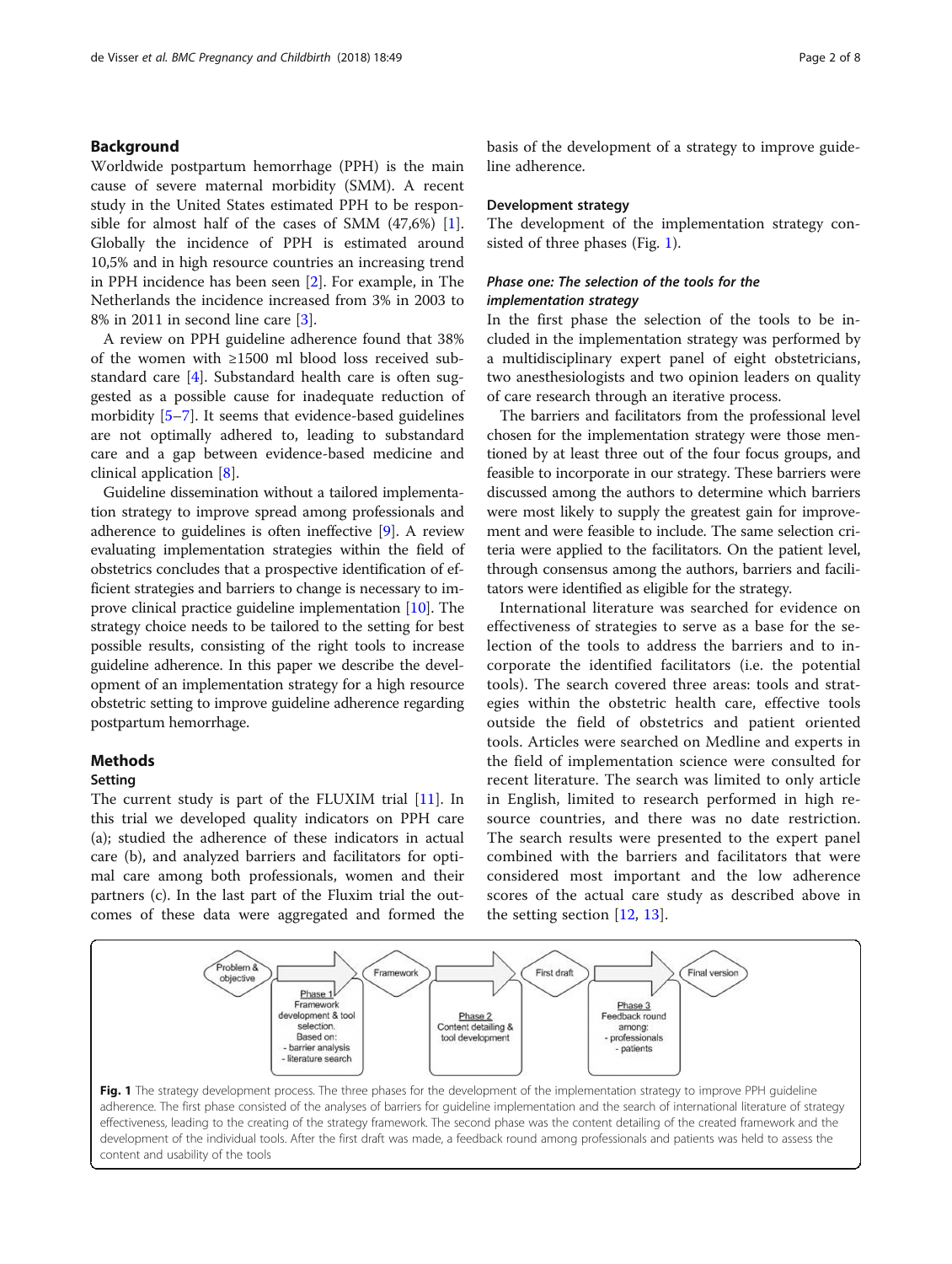## Background

Worldwide postpartum hemorrhage (PPH) is the main cause of severe maternal morbidity (SMM). A recent study in the United States estimated PPH to be responsible for almost half of the cases of SMM (47,6%) [1]. Globally the incidence of PPH is estimated around 10,5% and in high resource countries an increasing trend in PPH incidence has been seen [2]. For example, in The Netherlands the incidence increased from 3% in 2003 to 8% in 2011 in second line care [3].

A review on PPH guideline adherence found that 38% of the women with ≥1500 ml blood loss received substandard care [4]. Substandard health care is often suggested as a possible cause for inadequate reduction of morbidity [5–7]. It seems that evidence-based guidelines are not optimally adhered to, leading to substandard care and a gap between evidence-based medicine and clinical application [8].

Guideline dissemination without a tailored implementation strategy to improve spread among professionals and adherence to guidelines is often ineffective [9]. A review evaluating implementation strategies within the field of obstetrics concludes that a prospective identification of efficient strategies and barriers to change is necessary to improve clinical practice guideline implementation [10]. The strategy choice needs to be tailored to the setting for best possible results, consisting of the right tools to increase guideline adherence. In this paper we describe the development of an implementation strategy for a high resource obstetric setting to improve guideline adherence regarding postpartum hemorrhage.

## Methods

### Setting

The current study is part of the FLUXIM trial [11]. In this trial we developed quality indicators on PPH care (a); studied the adherence of these indicators in actual care (b), and analyzed barriers and facilitators for optimal care among both professionals, women and their partners (c). In the last part of the Fluxim trial the outcomes of these data were aggregated and formed the basis of the development of a strategy to improve guideline adherence.

### Development strategy

The development of the implementation strategy consisted of three phases (Fig. 1).

#### *Phase one: The selection of the tools for the implementation strategy*

In the first phase the selection of the tools to be included in the implementation strategy was performed by a multidisciplinary expert panel of eight obstetricians, two anesthesiologists and two opinion leaders on quality of care research through an iterative process.

The barriers and facilitators from the professional level chosen for the implementation strategy were those mentioned by at least three out of the four focus groups, and feasible to incorporate in our strategy. These barriers were discussed among the authors to determine which barriers were most likely to supply the greatest gain for improvement and were feasible to include. The same selection criteria were applied to the facilitators. On the patient level, through consensus among the authors, barriers and facilitators were identified as eligible for the strategy.

International literature was searched for evidence on effectiveness of strategies to serve as a base for the selection of the tools to address the barriers and to incorporate the identified facilitators (i.e. the potential tools). The search covered three areas: tools and strategies within the obstetric health care, effective tools outside the field of obstetrics and patient oriented tools. Articles were searched on Medline and experts in the field of implementation science were consulted for recent literature. The search was limited to only article in English, limited to research performed in high resource countries, and there was no date restriction. The search results were presented to the expert panel combined with the barriers and facilitators that were considered most important and the low adherence scores of the actual care study as described above in the setting section [12, 13].

Problem & objective
Phase 1
Framework development & tool selection.
Based on:
- barrier analysis
- literature search
Framework
Phase 2
Content detailing & tool development
First draft
Phase 3
Feedback round among:
- professionals
- patients
Final version

**Fig. 1** The strategy development process. The three phases for the development of the implementation strategy to improve PPH guideline adherence. The first phase consisted of the analyses of barriers for guideline implementation and the search of international literature of strategy effectiveness, leading to the creating of the strategy framework. The second phase was the content detailing of the created framework and the development of the individual tools. After the first draft was made, a feedback round among professionals and patients was held to assess the content and usability of the tools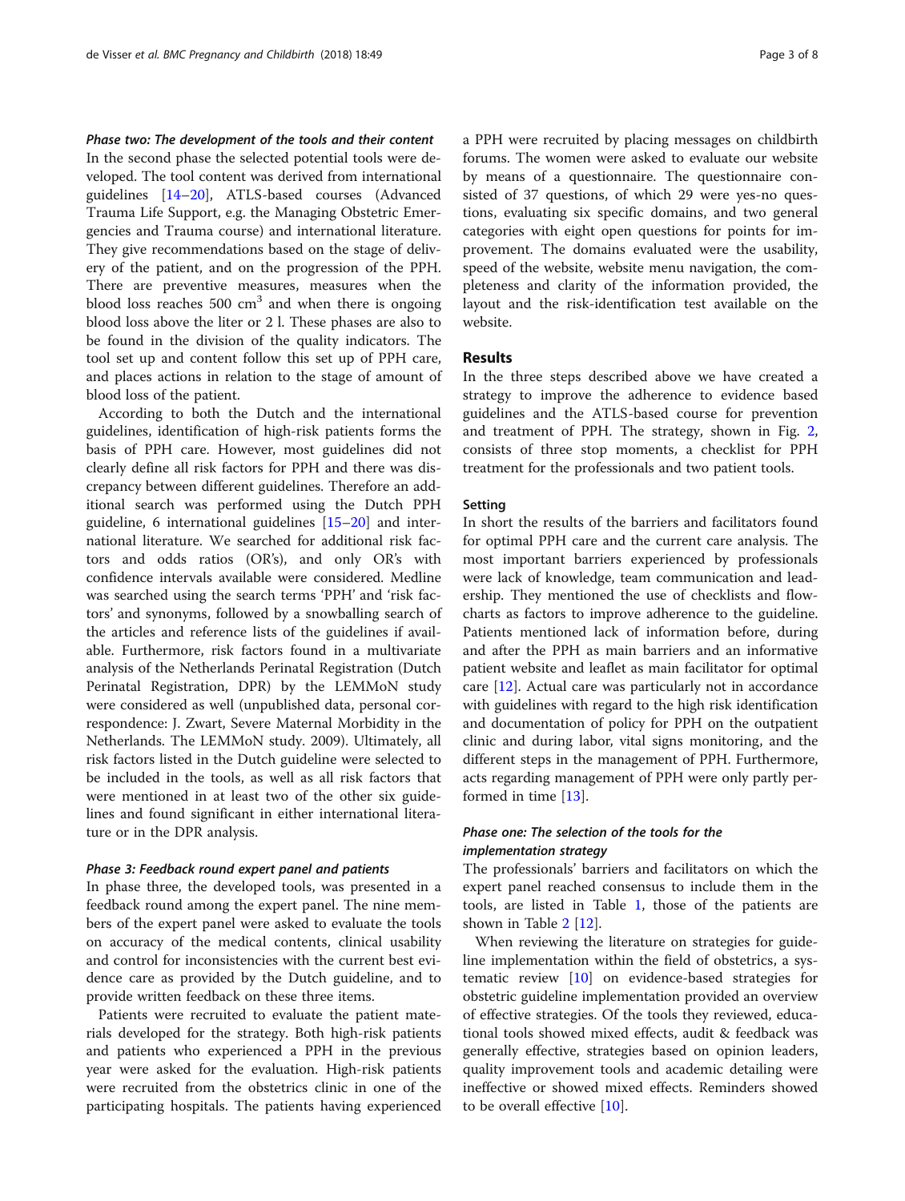*Phase two: The development of the tools and their content*

In the second phase the selected potential tools were developed. The tool content was derived from international guidelines [14–20], ATLS-based courses (Advanced Trauma Life Support, e.g. the Managing Obstetric Emergencies and Trauma course) and international literature. They give recommendations based on the stage of delivery of the patient, and on the progression of the PPH. There are preventive measures, measures when the blood loss reaches 500 $cm^3$ and when there is ongoing blood loss above the liter or 2 l. These phases are also to be found in the division of the quality indicators. The tool set up and content follow this set up of PPH care, and places actions in relation to the stage of amount of blood loss of the patient.

According to both the Dutch and the international guidelines, identification of high-risk patients forms the basis of PPH care. However, most guidelines did not clearly define all risk factors for PPH and there was discrepancy between different guidelines. Therefore an additional search was performed using the Dutch PPH guideline, 6 international guidelines [15–20] and international literature. We searched for additional risk factors and odds ratios (OR's), and only OR's with confidence intervals available were considered. Medline was searched using the search terms 'PPH' and 'risk factors' and synonyms, followed by a snowballing search of the articles and reference lists of the guidelines if available. Furthermore, risk factors found in a multivariate analysis of the Netherlands Perinatal Registration (Dutch Perinatal Registration, DPR) by the LEMMoN study were considered as well (unpublished data, personal correspondence: J. Zwart, Severe Maternal Morbidity in the Netherlands. The LEMMoN study. 2009). Ultimately, all risk factors listed in the Dutch guideline were selected to be included in the tools, as well as all risk factors that were mentioned in at least two of the other six guidelines and found significant in either international literature or in the DPR analysis.

*Phase 3: Feedback round expert panel and patients*

In phase three, the developed tools, was presented in a feedback round among the expert panel. The nine members of the expert panel were asked to evaluate the tools on accuracy of the medical contents, clinical usability and control for inconsistencies with the current best evidence care as provided by the Dutch guideline, and to provide written feedback on these three items.

Patients were recruited to evaluate the patient materials developed for the strategy. Both high-risk patients and patients who experienced a PPH in the previous year were asked for the evaluation. High-risk patients were recruited from the obstetrics clinic in one of the participating hospitals. The patients having experienced a PPH were recruited by placing messages on childbirth forums. The women were asked to evaluate our website by means of a questionnaire. The questionnaire consisted of 37 questions, of which 29 were yes-no questions, evaluating six specific domains, and two general categories with eight open questions for points for improvement. The domains evaluated were the usability, speed of the website, website menu navigation, the completeness and clarity of the information provided, the layout and the risk-identification test available on the website.

## Results

In the three steps described above we have created a strategy to improve the adherence to evidence based guidelines and the ATLS-based course for prevention and treatment of PPH. The strategy, shown in Fig. 2, consists of three stop moments, a checklist for PPH treatment for the professionals and two patient tools.

### Setting

In short the results of the barriers and facilitators found for optimal PPH care and the current care analysis. The most important barriers experienced by professionals were lack of knowledge, team communication and leadership. They mentioned the use of checklists and flowcharts as factors to improve adherence to the guideline. Patients mentioned lack of information before, during and after the PPH as main barriers and an informative patient website and leaflet as main facilitator for optimal care [12]. Actual care was particularly not in accordance with guidelines with regard to the high risk identification and documentation of policy for PPH on the outpatient clinic and during labor, vital signs monitoring, and the different steps in the management of PPH. Furthermore, acts regarding management of PPH were only partly performed in time [13].

*Phase one: The selection of the tools for the implementation strategy*

The professionals' barriers and facilitators on which the expert panel reached consensus to include them in the tools, are listed in Table 1, those of the patients are shown in Table 2 [12].

When reviewing the literature on strategies for guideline implementation within the field of obstetrics, a systematic review [10] on evidence-based strategies for obstetric guideline implementation provided an overview of effective strategies. Of the tools they reviewed, educational tools showed mixed effects, audit & feedback was generally effective, strategies based on opinion leaders, quality improvement tools and academic detailing were ineffective or showed mixed effects. Reminders showed to be overall effective [10].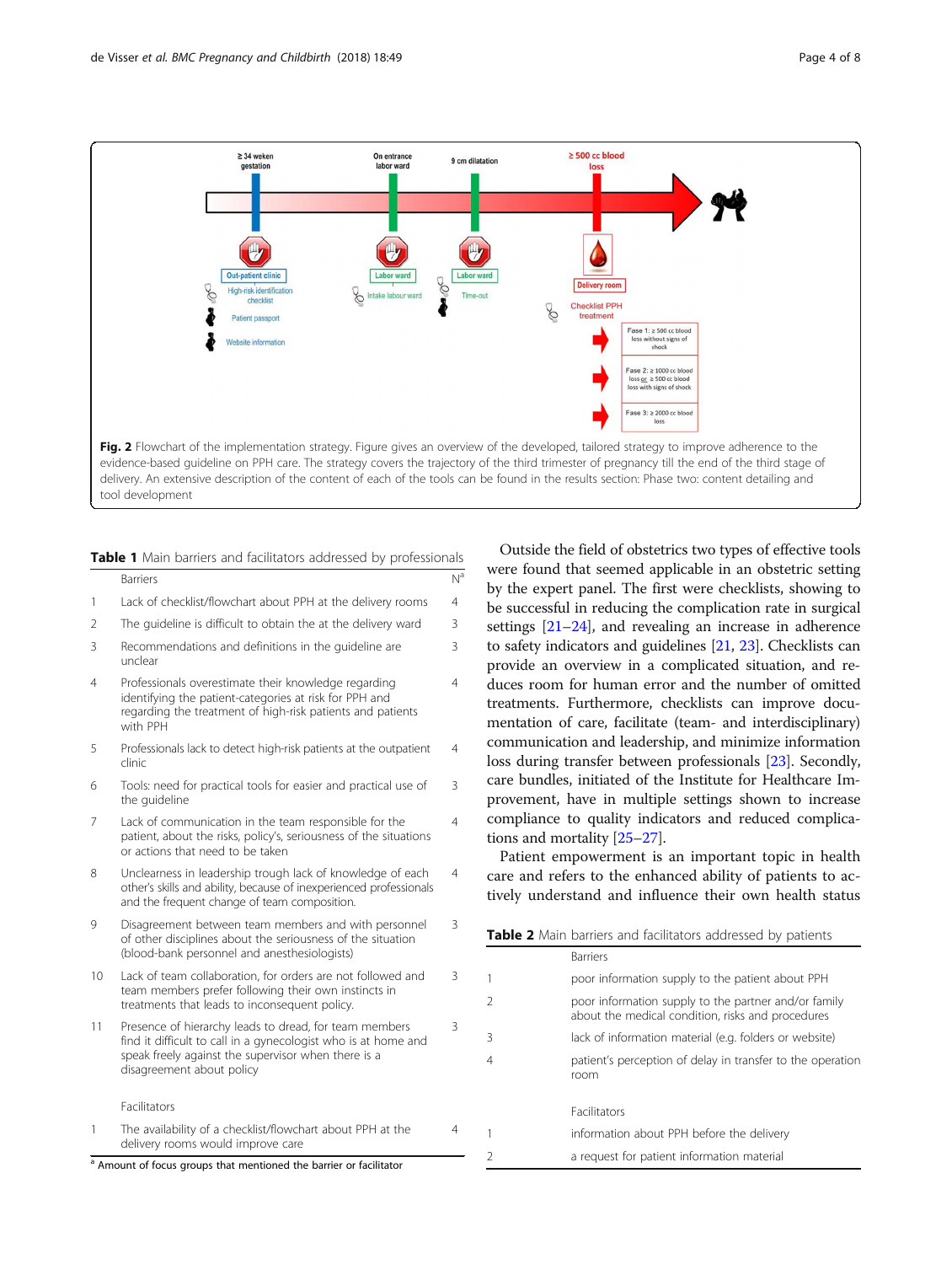**Fig. 2** Flowchart of the implementation strategy. Figure gives an overview of the developed, tailored strategy to improve adherence to the evidence-based guideline on PPH care. The strategy covers the trajectory of the third trimester of pregnancy till the end of the third stage of delivery. An extensive description of the content of each of the tools can be found in the results section: Phase two: content detailing and tool development

**Table 1** Main barriers and facilitators addressed by professionals

| | Barriers | N[a] |
|---|---|---|
| 1 | Lack of checklist/flowchart about PPH at the delivery rooms | 4 |
| 2 | The guideline is difficult to obtain the at the delivery ward | 3 |
| 3 | Recommendations and definitions in the guideline are unclear | 3 |
| 4 | Professionals overestimate their knowledge regarding identifying the patient-categories at risk for PPH and regarding the treatment of high-risk patients and patients with PPH | 4 |
| 5 | Professionals lack to detect high-risk patients at the outpatient clinic | 4 |
| 6 | Tools: need for practical tools for easier and practical use of the guideline | 3 |
| 7 | Lack of communication in the team responsible for the patient, about the risks, policy's, seriousness of the situations or actions that need to be taken | 4 |
| 8 | Unclearness in leadership trough lack of knowledge of each other's skills and ability, because of inexperienced professionals and the frequent change of team composition. | 4 |
| 9 | Disagreement between team members and with personnel of other disciplines about the seriousness of the situation (blood-bank personnel and anesthesiologists) | 3 |
| 10 | Lack of team collaboration, for orders are not followed and team members prefer following their own instincts in treatments that leads to inconsequent policy. | 3 |
| 11 | Presence of hierarchy leads to dread, for team members find it difficult to call in a gynecologist who is at home and speak freely against the supervisor when there is a disagreement about policy | 3 |
| | Facilitators | |
| 1 | The availability of a checklist/flowchart about PPH at the delivery rooms would improve care | 4 |

[a] Amount of focus groups that mentioned the barrier or facilitator

Outside the field of obstetrics two types of effective tools were found that seemed applicable in an obstetric setting by the expert panel. The first were checklists, showing to be successful in reducing the complication rate in surgical settings [21–24], and revealing an increase in adherence to safety indicators and guidelines [21, 23]. Checklists can provide an overview in a complicated situation, and reduces room for human error and the number of omitted treatments. Furthermore, checklists can improve documentation of care, facilitate (team- and interdisciplinary) communication and leadership, and minimize information loss during transfer between professionals [23]. Secondly, care bundles, initiated of the Institute for Healthcare Improvement, have in multiple settings shown to increase compliance to quality indicators and reduced complications and mortality [25–27].

Patient empowerment is an important topic in health care and refers to the enhanced ability of patients to actively understand and influence their own health status

**Table 2** Main barriers and facilitators addressed by patients

| | Barriers |
|---|---|
| 1 | poor information supply to the patient about PPH |
| 2 | poor information supply to the partner and/or family about the medical condition, risks and procedures |
| 3 | lack of information material (e.g. folders or website) |
| 4 | patient's perception of delay in transfer to the operation room |
| | Facilitators |
| 1 | information about PPH before the delivery |
| 2 | a request for patient information material |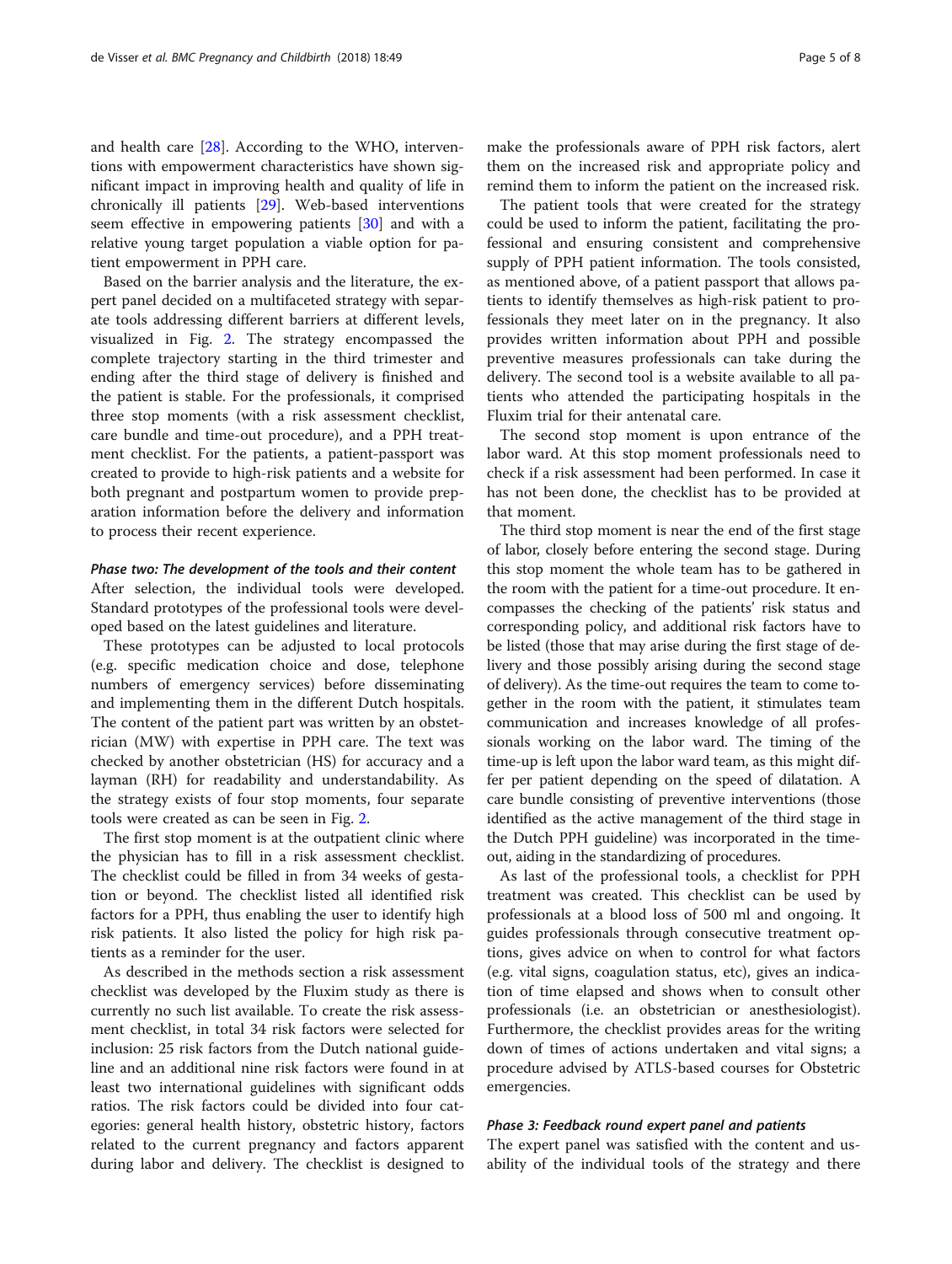and health care [28]. According to the WHO, interventions with empowerment characteristics have shown significant impact in improving health and quality of life in chronically ill patients [29]. Web-based interventions seem effective in empowering patients [30] and with a relative young target population a viable option for patient empowerment in PPH care.

Based on the barrier analysis and the literature, the expert panel decided on a multifaceted strategy with separate tools addressing different barriers at different levels, visualized in Fig. 2. The strategy encompassed the complete trajectory starting in the third trimester and ending after the third stage of delivery is finished and the patient is stable. For the professionals, it comprised three stop moments (with a risk assessment checklist, care bundle and time-out procedure), and a PPH treatment checklist. For the patients, a patient-passport was created to provide to high-risk patients and a website for both pregnant and postpartum women to provide preparation information before the delivery and information to process their recent experience.

#### *Phase two: The development of the tools and their content*

After selection, the individual tools were developed. Standard prototypes of the professional tools were developed based on the latest guidelines and literature.

These prototypes can be adjusted to local protocols (e.g. specific medication choice and dose, telephone numbers of emergency services) before disseminating and implementing them in the different Dutch hospitals. The content of the patient part was written by an obstetrician (MW) with expertise in PPH care. The text was checked by another obstetrician (HS) for accuracy and a layman (RH) for readability and understandability. As the strategy exists of four stop moments, four separate tools were created as can be seen in Fig. 2.

The first stop moment is at the outpatient clinic where the physician has to fill in a risk assessment checklist. The checklist could be filled in from 34 weeks of gestation or beyond. The checklist listed all identified risk factors for a PPH, thus enabling the user to identify high risk patients. It also listed the policy for high risk patients as a reminder for the user.

As described in the methods section a risk assessment checklist was developed by the Fluxim study as there is currently no such list available. To create the risk assessment checklist, in total 34 risk factors were selected for inclusion: 25 risk factors from the Dutch national guideline and an additional nine risk factors were found in at least two international guidelines with significant odds ratios. The risk factors could be divided into four categories: general health history, obstetric history, factors related to the current pregnancy and factors apparent during labor and delivery. The checklist is designed to make the professionals aware of PPH risk factors, alert them on the increased risk and appropriate policy and remind them to inform the patient on the increased risk.

The patient tools that were created for the strategy could be used to inform the patient, facilitating the professional and ensuring consistent and comprehensive supply of PPH patient information. The tools consisted, as mentioned above, of a patient passport that allows patients to identify themselves as high-risk patient to professionals they meet later on in the pregnancy. It also provides written information about PPH and possible preventive measures professionals can take during the delivery. The second tool is a website available to all patients who attended the participating hospitals in the Fluxim trial for their antenatal care.

The second stop moment is upon entrance of the labor ward. At this stop moment professionals need to check if a risk assessment had been performed. In case it has not been done, the checklist has to be provided at that moment.

The third stop moment is near the end of the first stage of labor, closely before entering the second stage. During this stop moment the whole team has to be gathered in the room with the patient for a time-out procedure. It encompasses the checking of the patients' risk status and corresponding policy, and additional risk factors have to be listed (those that may arise during the first stage of delivery and those possibly arising during the second stage of delivery). As the time-out requires the team to come together in the room with the patient, it stimulates team communication and increases knowledge of all professionals working on the labor ward. The timing of the time-up is left upon the labor ward team, as this might differ per patient depending on the speed of dilatation. A care bundle consisting of preventive interventions (those identified as the active management of the third stage in the Dutch PPH guideline) was incorporated in the time-out, aiding in the standardizing of procedures.

As last of the professional tools, a checklist for PPH treatment was created. This checklist can be used by professionals at a blood loss of 500 ml and ongoing. It guides professionals through consecutive treatment options, gives advice on when to control for what factors (e.g. vital signs, coagulation status, etc), gives an indication of time elapsed and shows when to consult other professionals (i.e. an obstetrician or anesthesiologist). Furthermore, the checklist provides areas for the writing down of times of actions undertaken and vital signs; a procedure advised by ATLS-based courses for Obstetric emergencies.

#### *Phase 3: Feedback round expert panel and patients*

The expert panel was satisfied with the content and usability of the individual tools of the strategy and there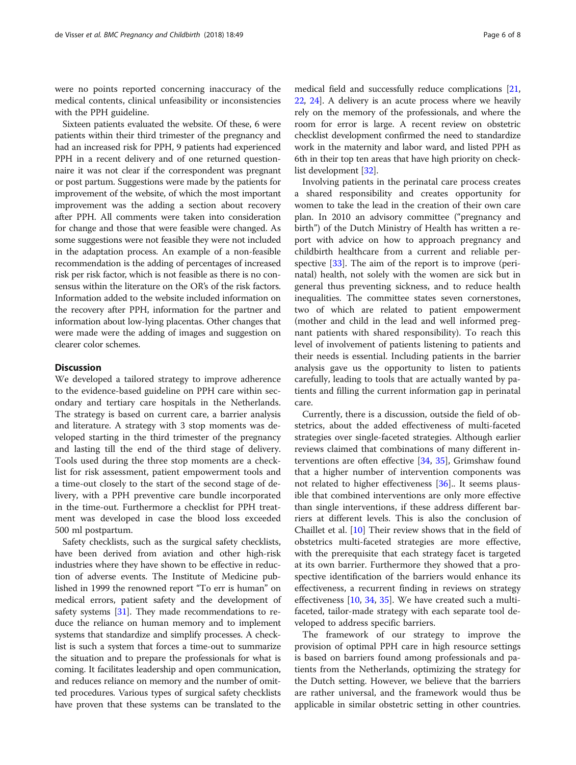were no points reported concerning inaccuracy of the medical contents, clinical unfeasibility or inconsistencies with the PPH guideline.

Sixteen patients evaluated the website. Of these, 6 were patients within their third trimester of the pregnancy and had an increased risk for PPH, 9 patients had experienced PPH in a recent delivery and of one returned questionnaire it was not clear if the correspondent was pregnant or post partum. Suggestions were made by the patients for improvement of the website, of which the most important improvement was the adding a section about recovery after PPH. All comments were taken into consideration for change and those that were feasible were changed. As some suggestions were not feasible they were not included in the adaptation process. An example of a non-feasible recommendation is the adding of percentages of increased risk per risk factor, which is not feasible as there is no consensus within the literature on the OR's of the risk factors. Information added to the website included information on the recovery after PPH, information for the partner and information about low-lying placentas. Other changes that were made were the adding of images and suggestion on clearer color schemes.

## Discussion

We developed a tailored strategy to improve adherence to the evidence-based guideline on PPH care within secondary and tertiary care hospitals in the Netherlands. The strategy is based on current care, a barrier analysis and literature. A strategy with 3 stop moments was developed starting in the third trimester of the pregnancy and lasting till the end of the third stage of delivery. Tools used during the three stop moments are a checklist for risk assessment, patient empowerment tools and a time-out closely to the start of the second stage of delivery, with a PPH preventive care bundle incorporated in the time-out. Furthermore a checklist for PPH treatment was developed in case the blood loss exceeded 500 ml postpartum.

Safety checklists, such as the surgical safety checklists, have been derived from aviation and other high-risk industries where they have shown to be effective in reduction of adverse events. The Institute of Medicine published in 1999 the renowned report "To err is human" on medical errors, patient safety and the development of safety systems [31]. They made recommendations to reduce the reliance on human memory and to implement systems that standardize and simplify processes. A checklist is such a system that forces a time-out to summarize the situation and to prepare the professionals for what is coming. It facilitates leadership and open communication, and reduces reliance on memory and the number of omitted procedures. Various types of surgical safety checklists have proven that these systems can be translated to the medical field and successfully reduce complications [21, 22, 24]. A delivery is an acute process where we heavily rely on the memory of the professionals, and where the room for error is large. A recent review on obstetric checklist development confirmed the need to standardize work in the maternity and labor ward, and listed PPH as 6th in their top ten areas that have high priority on checklist development [32].

Involving patients in the perinatal care process creates a shared responsibility and creates opportunity for women to take the lead in the creation of their own care plan. In 2010 an advisory committee ("pregnancy and birth") of the Dutch Ministry of Health has written a report with advice on how to approach pregnancy and childbirth healthcare from a current and reliable perspective [33]. The aim of the report is to improve (perinatal) health, not solely with the women are sick but in general thus preventing sickness, and to reduce health inequalities. The committee states seven cornerstones, two of which are related to patient empowerment (mother and child in the lead and well informed pregnant patients with shared responsibility). To reach this level of involvement of patients listening to patients and their needs is essential. Including patients in the barrier analysis gave us the opportunity to listen to patients carefully, leading to tools that are actually wanted by patients and filling the current information gap in perinatal care.

Currently, there is a discussion, outside the field of obstetrics, about the added effectiveness of multi-faceted strategies over single-faceted strategies. Although earlier reviews claimed that combinations of many different interventions are often effective [34, 35], Grimshaw found that a higher number of intervention components was not related to higher effectiveness [36].. It seems plausible that combined interventions are only more effective than single interventions, if these address different barriers at different levels. This is also the conclusion of Chaillet et al. [10] Their review shows that in the field of obstetrics multi-faceted strategies are more effective, with the prerequisite that each strategy facet is targeted at its own barrier. Furthermore they showed that a prospective identification of the barriers would enhance its effectiveness, a recurrent finding in reviews on strategy effectiveness [10, 34, 35]. We have created such a multi-faceted, tailor-made strategy with each separate tool developed to address specific barriers.

The framework of our strategy to improve the provision of optimal PPH care in high resource settings is based on barriers found among professionals and patients from the Netherlands, optimizing the strategy for the Dutch setting. However, we believe that the barriers are rather universal, and the framework would thus be applicable in similar obstetric setting in other countries.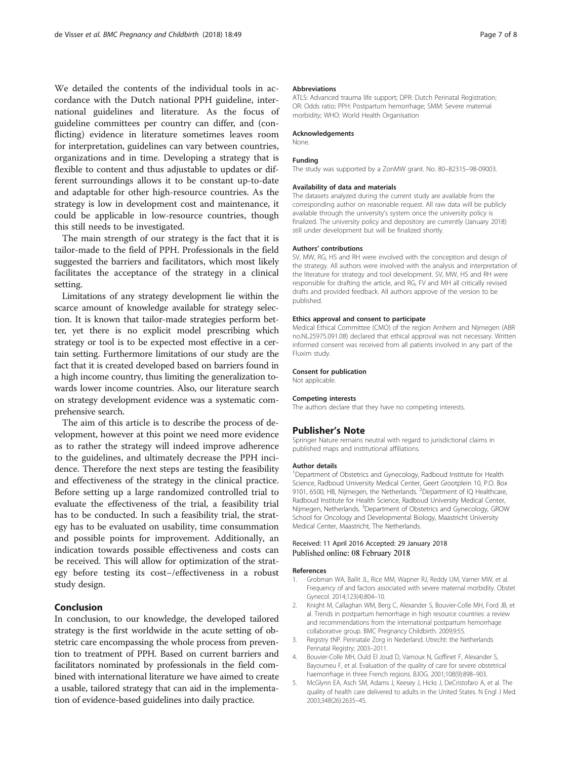We detailed the contents of the individual tools in accordance with the Dutch national PPH guideline, international guidelines and literature. As the focus of guideline committees per country can differ, and (conflicting) evidence in literature sometimes leaves room for interpretation, guidelines can vary between countries, organizations and in time. Developing a strategy that is flexible to content and thus adjustable to updates or different surroundings allows it to be constant up-to-date and adaptable for other high-resource countries. As the strategy is low in development cost and maintenance, it could be applicable in low-resource countries, though this still needs to be investigated.

The main strength of our strategy is the fact that it is tailor-made to the field of PPH. Professionals in the field suggested the barriers and facilitators, which most likely facilitates the acceptance of the strategy in a clinical setting.

Limitations of any strategy development lie within the scarce amount of knowledge available for strategy selection. It is known that tailor-made strategies perform better, yet there is no explicit model prescribing which strategy or tool is to be expected most effective in a certain setting. Furthermore limitations of our study are the fact that it is created developed based on barriers found in a high income country, thus limiting the generalization towards lower income countries. Also, our literature search on strategy development evidence was a systematic comprehensive search.

The aim of this article is to describe the process of development, however at this point we need more evidence as to rather the strategy will indeed improve adherence to the guidelines, and ultimately decrease the PPH incidence. Therefore the next steps are testing the feasibility and effectiveness of the strategy in the clinical practice. Before setting up a large randomized controlled trial to evaluate the effectiveness of the trial, a feasibility trial has to be conducted. In such a feasibility trial, the strategy has to be evaluated on usability, time consummation and possible points for improvement. Additionally, an indication towards possible effectiveness and costs can be received. This will allow for optimization of the strategy before testing its cost–/effectiveness in a robust study design.

## Conclusion

In conclusion, to our knowledge, the developed tailored strategy is the first worldwide in the acute setting of obstetric care encompassing the whole process from prevention to treatment of PPH. Based on current barriers and facilitators nominated by professionals in the field combined with international literature we have aimed to create a usable, tailored strategy that can aid in the implementation of evidence-based guidelines into daily practice.

#### Abbreviations

ATLS: Advanced trauma life support; DPR: Dutch Perinatal Registration; OR: Odds ratio; PPH: Postpartum hemorrhage; SMM: Severe maternal morbidity; WHO: World Health Organisation

#### Acknowledgements

None.

#### Funding

The study was supported by a ZonMW grant. No. 80–82315–98-09003.

#### Availability of data and materials

The datasets analyzed during the current study are available from the corresponding author on reasonable request. All raw data will be publicly available through the university's system once the university policy is finalized. The university policy and depository are currently (January 2018) still under development but will be finalized shortly.

#### Authors' contributions

SV, MW, RG, HS and RH were involved with the conception and design of the strategy. All authors were involved with the analysis and interpretation of the literature for strategy and tool development. SV, MW, HS and RH were responsible for drafting the article, and RG, FV and MH all critically revised drafts and provided feedback. All authors approve of the version to be published.

#### Ethics approval and consent to participate

Medical Ethical Committee (CMO) of the region Arnhem and Nijmegen (ABR no.NL25975.091.08) declared that ethical approval was not necessary. Written informed consent was received from all patients involved in any part of the Fluxim study.

#### Consent for publication

Not applicable.

#### Competing interests

The authors declare that they have no competing interests.

## Publisher's Note

Springer Nature remains neutral with regard to jurisdictional claims in published maps and institutional affiliations.

#### Author details

[1]Department of Obstetrics and Gynecology, Radboud Institute for Health Science, Radboud University Medical Center, Geert Grootplein 10, P.O. Box 9101, 6500, HB, Nijmegen, the Netherlands. [2]Department of IQ Healthcare, Radboud Institute for Health Science, Radboud University Medical Center, Nijmegen, Netherlands. [3]Department of Obstetrics and Gynecology, GROW School for Oncology and Developmental Biology, Maastricht University Medical Center, Maastricht, The Netherlands.

Received: 11 April 2016 Accepted: 29 January 2018
Published online: 08 February 2018

#### References

1. Grobman WA, Bailit JL, Rice MM, Wapner RJ, Reddy UM, Varner MW, et al. Frequency of and factors associated with severe maternal morbidity. Obstet Gynecol. 2014;123(4):804–10.
2. Knight M, Callaghan WM, Berg C, Alexander S, Bouvier-Colle MH, Ford JB, et al. Trends in postpartum hemorrhage in high resource countries: a review and recommendations from the international postpartum hemorrhage collaborative group. BMC Pregnancy Childbirth. 2009;9:55.
3. Registry tNP. Perinatale Zorg in Nederland. Utrecht: the Netherlands Perinatal Registry; 2003–2011.
4. Bouvier-Colle MH, Ould El Joud D, Varnoux N, Goffinet F, Alexander S, Bayoumeu F, et al. Evaluation of the quality of care for severe obstetrical haemorrhage in three French regions. BJOG. 2001;108(9):898–903.
5. McGlynn EA, Asch SM, Adams J, Keesey J, Hicks J, DeCristofaro A, et al. The quality of health care delivered to adults in the United States. N Engl J Med. 2003;348(26):2635–45.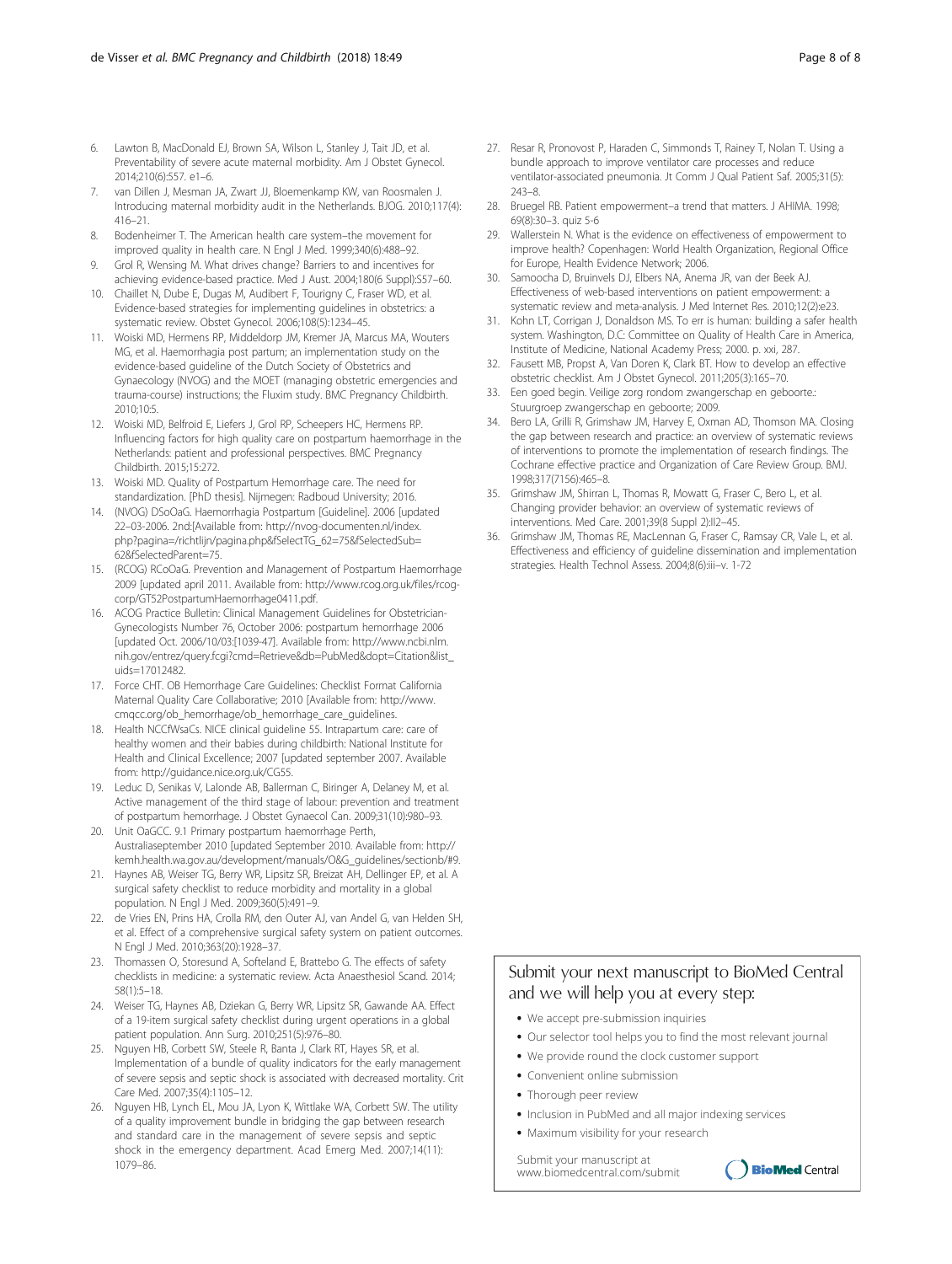6. Lawton B, MacDonald EJ, Brown SA, Wilson L, Stanley J, Tait JD, et al. Preventability of severe acute maternal morbidity. Am J Obstet Gynecol. 2014;210(6):557. e1–6.
7. van Dillen J, Mesman JA, Zwart JJ, Bloemenkamp KW, van Roosmalen J. Introducing maternal morbidity audit in the Netherlands. BJOG. 2010;117(4): 416–21.
8. Bodenheimer T. The American health care system–the movement for improved quality in health care. N Engl J Med. 1999;340(6):488–92.
9. Grol R, Wensing M. What drives change? Barriers to and incentives for achieving evidence-based practice. Med J Aust. 2004;180(6 Suppl):S57–60.
10. Chaillet N, Dube E, Dugas M, Audibert F, Tourigny C, Fraser WD, et al. Evidence-based strategies for implementing guidelines in obstetrics: a systematic review. Obstet Gynecol. 2006;108(5):1234–45.
11. Woiski MD, Hermens RP, Middeldorp JM, Kremer JA, Marcus MA, Wouters MG, et al. Haemorrhagia post partum; an implementation study on the evidence-based guideline of the Dutch Society of Obstetrics and Gynaecology (NVOG) and the MOET (managing obstetric emergencies and trauma-course) instructions; the Fluxim study. BMC Pregnancy Childbirth. 2010;10:5.
12. Woiski MD, Belfroid E, Liefers J, Grol RP, Scheepers HC, Hermens RP. Influencing factors for high quality care on postpartum haemorrhage in the Netherlands: patient and professional perspectives. BMC Pregnancy Childbirth. 2015;15:272.
13. Woiski MD. Quality of Postpartum Hemorrhage care. The need for standardization. [PhD thesis]. Nijmegen: Radboud University; 2016.
14. (NVOG) DSoOaG. Haemorrhagia Postpartum [Guideline]. 2006 [updated 22–03-2006. 2nd:[Available from: http://nvog-documenten.nl/index.php?pagina=/richtlijn/pagina.php&fSelectTG_62=75&fSelectedSub=62&fSelectedParent=75.
15. (RCOG) RCoOaG. Prevention and Management of Postpartum Haemorrhage 2009 [updated april 2011. Available from: http://www.rcog.org.uk/files/rcog-corp/GT52PostpartumHaemorrhage0411.pdf.
16. ACOG Practice Bulletin: Clinical Management Guidelines for Obstetrician-Gynecologists Number 76, October 2006: postpartum hemorrhage 2006 [updated Oct. 2006/10/03:[1039-47]. Available from: http://www.ncbi.nlm.nih.gov/entrez/query.fcgi?cmd=Retrieve&db=PubMed&dopt=Citation&list_uids=17012482.
17. Force CHT. OB Hemorrhage Care Guidelines: Checklist Format California Maternal Quality Care Collaborative; 2010 [Available from: http://www.cmqcc.org/ob_hemorrhage/ob_hemorrhage_care_guidelines.
18. Health NCCfWsaCs. NICE clinical guideline 55. Intrapartum care: care of healthy women and their babies during childbirth: National Institute for Health and Clinical Excellence; 2007 [updated september 2007. Available from: http://guidance.nice.org.uk/CG55.
19. Leduc D, Senikas V, Lalonde AB, Ballerman C, Biringer A, Delaney M, et al. Active management of the third stage of labour: prevention and treatment of postpartum hemorrhage. J Obstet Gynaecol Can. 2009;31(10):980–93.
20. Unit OaGCC. 9.1 Primary postpartum haemorrhage Perth, Australiaseptember 2010 [updated September 2010. Available from: http://kemh.health.wa.gov.au/development/manuals/O&G_guidelines/sectionb/#9.
21. Haynes AB, Weiser TG, Berry WR, Lipsitz SR, Breizat AH, Dellinger EP, et al. A surgical safety checklist to reduce morbidity and mortality in a global population. N Engl J Med. 2009;360(5):491–9.
22. de Vries EN, Prins HA, Crolla RM, den Outer AJ, van Andel G, van Helden SH, et al. Effect of a comprehensive surgical safety system on patient outcomes. N Engl J Med. 2010;363(20):1928–37.
23. Thomassen O, Storesund A, Softeland E, Brattebo G. The effects of safety checklists in medicine: a systematic review. Acta Anaesthesiol Scand. 2014; 58(1):5–18.
24. Weiser TG, Haynes AB, Dziekan G, Berry WR, Lipsitz SR, Gawande AA. Effect of a 19-item surgical safety checklist during urgent operations in a global patient population. Ann Surg. 2010;251(5):976–80.
25. Nguyen HB, Corbett SW, Steele R, Banta J, Clark RT, Hayes SR, et al. Implementation of a bundle of quality indicators for the early management of severe sepsis and septic shock is associated with decreased mortality. Crit Care Med. 2007;35(4):1105–12.
26. Nguyen HB, Lynch EL, Mou JA, Lyon K, Wittlake WA, Corbett SW. The utility of a quality improvement bundle in bridging the gap between research and standard care in the management of severe sepsis and septic shock in the emergency department. Acad Emerg Med. 2007;14(11): 1079–86.
27. Resar R, Pronovost P, Haraden C, Simmonds T, Rainey T, Nolan T. Using a bundle approach to improve ventilator care processes and reduce ventilator-associated pneumonia. Jt Comm J Qual Patient Saf. 2005;31(5): 243–8.
28. Bruegel RB. Patient empowerment–a trend that matters. J AHIMA. 1998; 69(8):30–3. quiz 5-6
29. Wallerstein N. What is the evidence on effectiveness of empowerment to improve health? Copenhagen: World Health Organization, Regional Office for Europe, Health Evidence Network; 2006.
30. Samoocha D, Bruinvels DJ, Elbers NA, Anema JR, van der Beek AJ. Effectiveness of web-based interventions on patient empowerment: a systematic review and meta-analysis. J Med Internet Res. 2010;12(2):e23.
31. Kohn LT, Corrigan J, Donaldson MS. To err is human: building a safer health system. Washington, D.C: Committee on Quality of Health Care in America, Institute of Medicine, National Academy Press; 2000. p. xxi, 287.
32. Fausett MB, Propst A, Van Doren K, Clark BT. How to develop an effective obstetric checklist. Am J Obstet Gynecol. 2011;205(3):165–70.
33. Een goed begin. Veilige zorg rondom zwangerschap en geboorte.: Stuurgroep zwangerschap en geboorte; 2009.
34. Bero LA, Grilli R, Grimshaw JM, Harvey E, Oxman AD, Thomson MA. Closing the gap between research and practice: an overview of systematic reviews of interventions to promote the implementation of research findings. The Cochrane effective practice and Organization of Care Review Group. BMJ. 1998;317(7156):465–8.
35. Grimshaw JM, Shirran L, Thomas R, Mowatt G, Fraser C, Bero L, et al. Changing provider behavior: an overview of systematic reviews of interventions. Med Care. 2001;39(8 Suppl 2):II2–45.
36. Grimshaw JM, Thomas RE, MacLennan G, Fraser C, Ramsay CR, Vale L, et al. Effectiveness and efficiency of guideline dissemination and implementation strategies. Health Technol Assess. 2004;8(6):iii–v. 1-72

## Submit your next manuscript to BioMed Central and we will help you at every step:

- We accept pre-submission inquiries
- Our selector tool helps you to find the most relevant journal
- We provide round the clock customer support
- Convenient online submission
- Thorough peer review
- Inclusion in PubMed and all major indexing services
- Maximum visibility for your research

Submit your manuscript at
www.biomedcentral.com/submit

BioMed Central